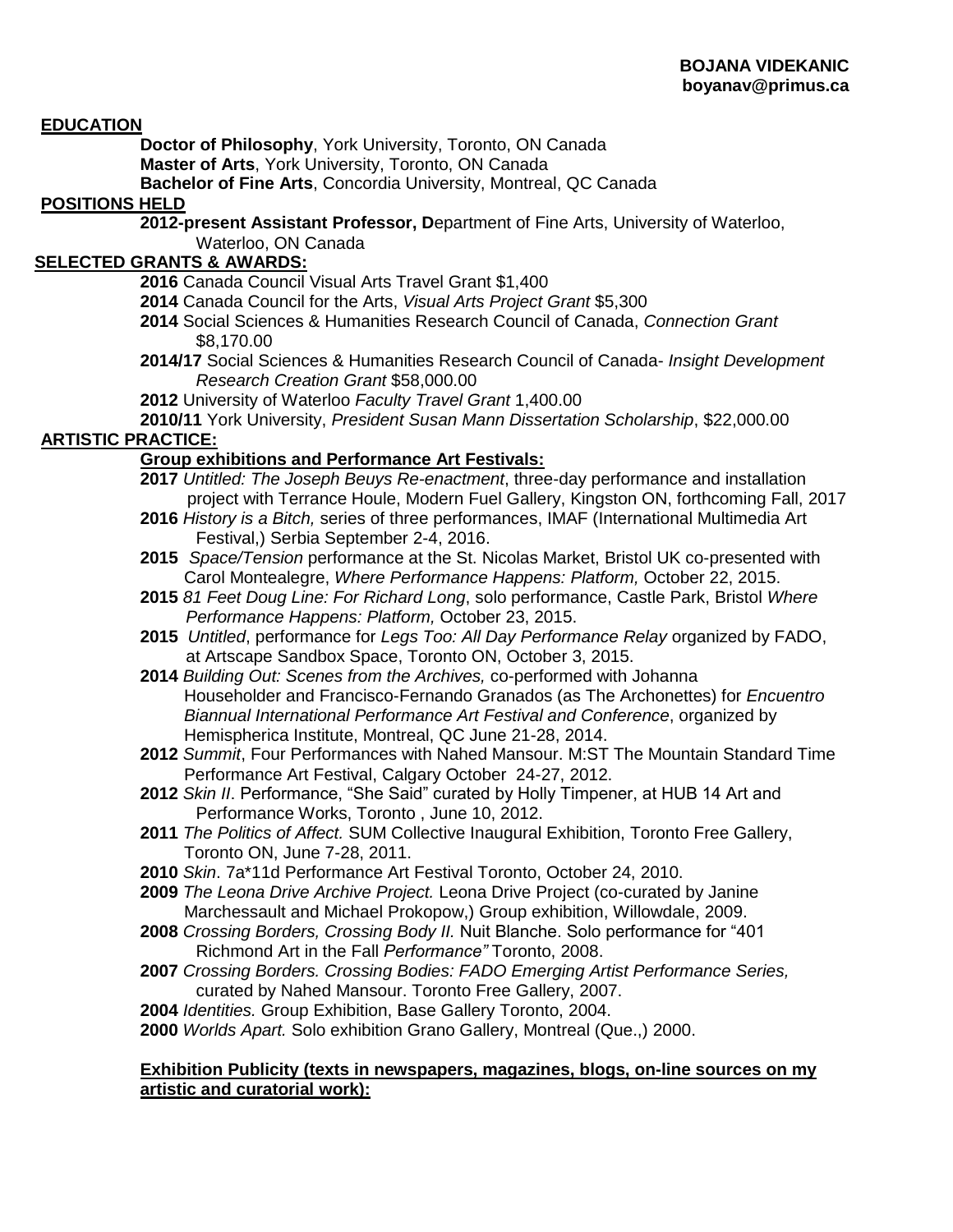**BOJANA VIDEKANIC**
**boyanav@primus.ca**

## EDUCATION

**Doctor of Philosophy**, York University, Toronto, ON Canada
**Master of Arts**, York University, Toronto, ON Canada
**Bachelor of Fine Arts**, Concordia University, Montreal, QC Canada

## POSITIONS HELD

**2012-present Assistant Professor, D**epartment of Fine Arts, University of Waterloo, Waterloo, ON Canada

## SELECTED GRANTS & AWARDS:

**2016** Canada Council Visual Arts Travel Grant $1,400
**2014** Canada Council for the Arts, *Visual Arts Project Grant* $5,300
**2014** Social Sciences & Humanities Research Council of Canada, *Connection Grant* $8,170.00
**2014/17** Social Sciences & Humanities Research Council of Canada- *Insight Development Research Creation Grant* $58,000.00
**2012** University of Waterloo *Faculty Travel Grant* 1,400.00
**2010/11** York University, *President Susan Mann Dissertation Scholarship*, $22,000.00

## ARTISTIC PRACTICE:

### Group exhibitions and Performance Art Festivals:

**2017** *Untitled: The Joseph Beuys Re-enactment*, three-day performance and installation project with Terrance Houle, Modern Fuel Gallery, Kingston ON, forthcoming Fall, 2017
**2016** *History is a Bitch,* series of three performances, IMAF (International Multimedia Art Festival,) Serbia September 2-4, 2016.
**2015** *Space/Tension* performance at the St. Nicolas Market, Bristol UK co-presented with Carol Montealegre, *Where Performance Happens: Platform,* October 22, 2015.
**2015** *81 Feet Doug Line: For Richard Long*, solo performance, Castle Park, Bristol *Where Performance Happens: Platform,* October 23, 2015.
**2015** *Untitled*, performance for *Legs Too: All Day Performance Relay* organized by FADO, at Artscape Sandbox Space, Toronto ON, October 3, 2015.
**2014** *Building Out: Scenes from the Archives,* co-performed with Johanna Householder and Francisco-Fernando Granados (as The Archonettes) for *Encuentro Biannual International Performance Art Festival and Conference*, organized by Hemispherica Institute, Montreal, QC June 21-28, 2014.
**2012** *Summit*, Four Performances with Nahed Mansour. M:ST The Mountain Standard Time Performance Art Festival, Calgary October 24-27, 2012.
**2012** *Skin II*. Performance, "She Said" curated by Holly Timpener, at HUB 14 Art and Performance Works, Toronto , June 10, 2012.
**2011** *The Politics of Affect.* SUM Collective Inaugural Exhibition, Toronto Free Gallery, Toronto ON, June 7-28, 2011.
**2010** *Skin*. 7a*11d Performance Art Festival Toronto, October 24, 2010.
**2009** *The Leona Drive Archive Project.* Leona Drive Project (co-curated by Janine Marchessault and Michael Prokopow,) Group exhibition, Willowdale, 2009.
**2008** *Crossing Borders, Crossing Body II.* Nuit Blanche. Solo performance for "401 Richmond Art in the Fall *Performance"* Toronto, 2008.
**2007** *Crossing Borders. Crossing Bodies: FADO Emerging Artist Performance Series,* curated by Nahed Mansour. Toronto Free Gallery, 2007.
**2004** *Identities.* Group Exhibition, Base Gallery Toronto, 2004.
**2000** *Worlds Apart.* Solo exhibition Grano Gallery, Montreal (Que.,) 2000.

### Exhibition Publicity (texts in newspapers, magazines, blogs, on-line sources on my artistic and curatorial work):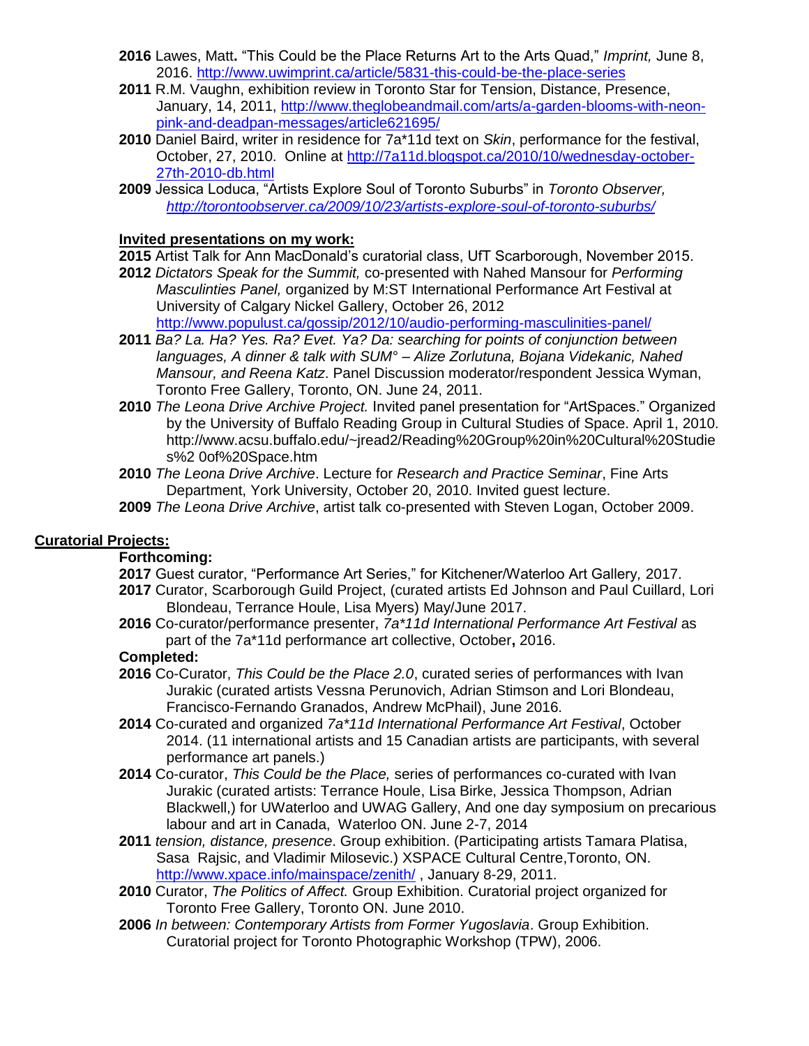**2016** Lawes, Matt**.** "This Could be the Place Returns Art to the Arts Quad," *Imprint,* June 8, 2016. http://www.uwimprint.ca/article/5831-this-could-be-the-place-series

**2011** R.M. Vaughn, exhibition review in Toronto Star for Tension, Distance, Presence, January, 14, 2011, http://www.theglobeandmail.com/arts/a-garden-blooms-with-neon-pink-and-deadpan-messages/article621695/

**2010** Daniel Baird, writer in residence for 7a*11d text on *Skin*, performance for the festival, October, 27, 2010. Online at http://7a11d.blogspot.ca/2010/10/wednesday-october-27th-2010-db.html

**2009** Jessica Loduca, "Artists Explore Soul of Toronto Suburbs" in *Toronto Observer, http://torontoobserver.ca/2009/10/23/artists-explore-soul-of-toronto-suburbs/*

**Invited presentations on my work:**

**2015** Artist Talk for Ann MacDonald's curatorial class, UfT Scarborough, November 2015.

**2012** *Dictators Speak for the Summit,* co-presented with Nahed Mansour for *Performing Masculinties Panel,* organized by M:ST International Performance Art Festival at University of Calgary Nickel Gallery, October 26, 2012 http://www.populust.ca/gossip/2012/10/audio-performing-masculinities-panel/

**2011** *Ba? La. Ha? Yes. Ra? Evet. Ya? Da: searching for points of conjunction between languages, A dinner & talk with SUM° – Alize Zorlutuna, Bojana Videkanic, Nahed Mansour, and Reena Katz*. Panel Discussion moderator/respondent Jessica Wyman, Toronto Free Gallery, Toronto, ON. June 24, 2011.

**2010** *The Leona Drive Archive Project.* Invited panel presentation for "ArtSpaces." Organized by the University of Buffalo Reading Group in Cultural Studies of Space. April 1, 2010. http://www.acsu.buffalo.edu/~jread2/Reading%20Group%20in%20Cultural%20Studies%2 0of%20Space.htm

**2010** *The Leona Drive Archive*. Lecture for *Research and Practice Seminar*, Fine Arts Department, York University, October 20, 2010. Invited guest lecture.

**2009** *The Leona Drive Archive*, artist talk co-presented with Steven Logan, October 2009.

**Curatorial Projects:**

**Forthcoming:**

**2017** Guest curator, "Performance Art Series," for Kitchener/Waterloo Art Gallery*,* 2017.

**2017** Curator, Scarborough Guild Project, (curated artists Ed Johnson and Paul Cuillard, Lori Blondeau, Terrance Houle, Lisa Myers) May/June 2017.

**2016** Co-curator/performance presenter, *7a*11d International Performance Art Festival* as part of the 7a*11d performance art collective, October**,** 2016.

**Completed:**

**2016** Co-Curator, *This Could be the Place 2.0*, curated series of performances with Ivan Jurakic (curated artists Vessna Perunovich, Adrian Stimson and Lori Blondeau, Francisco-Fernando Granados, Andrew McPhail), June 2016.

**2014** Co-curated and organized *7a*11d International Performance Art Festival*, October 2014. (11 international artists and 15 Canadian artists are participants, with several performance art panels.)

**2014** Co-curator, *This Could be the Place,* series of performances co-curated with Ivan Jurakic (curated artists: Terrance Houle, Lisa Birke, Jessica Thompson, Adrian Blackwell,) for UWaterloo and UWAG Gallery, And one day symposium on precarious labour and art in Canada, Waterloo ON. June 2-7, 2014

**2011** *tension, distance, presence*. Group exhibition. (Participating artists Tamara Platisa, Sasa Rajsic, and Vladimir Milosevic.) XSPACE Cultural Centre,Toronto, ON. http://www.xpace.info/mainspace/zenith/ , January 8-29, 2011.

**2010** Curator, *The Politics of Affect.* Group Exhibition. Curatorial project organized for Toronto Free Gallery, Toronto ON. June 2010.

**2006** *In between: Contemporary Artists from Former Yugoslavia*. Group Exhibition. Curatorial project for Toronto Photographic Workshop (TPW), 2006.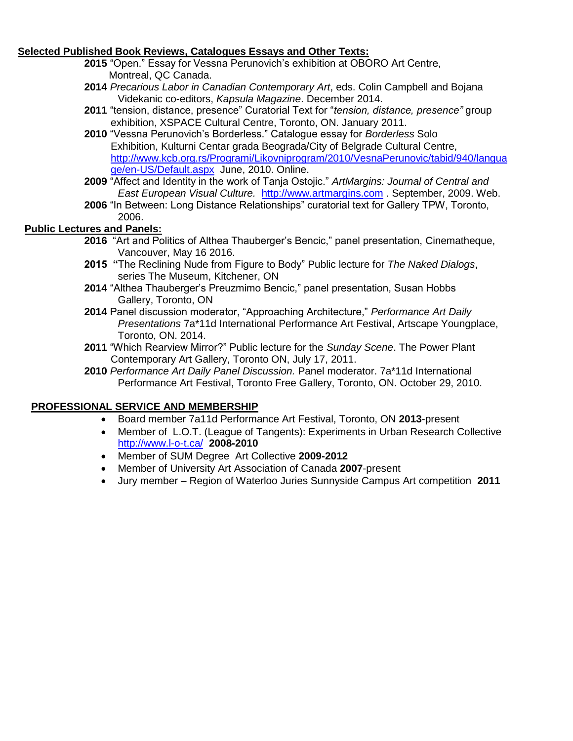**Selected Published Book Reviews, Catalogues Essays and Other Texts:**

**2015** "Open." Essay for Vessna Perunovich's exhibition at OBORO Art Centre, Montreal, QC Canada.

**2014** *Precarious Labor in Canadian Contemporary Art*, eds. Colin Campbell and Bojana Videkanic co-editors, *Kapsula Magazine*. December 2014.

**2011** "tension, distance, presence" Curatorial Text for "*tension, distance, presence"* group exhibition, XSPACE Cultural Centre, Toronto, ON. January 2011.

**2010** "Vessna Perunovich's Borderless." Catalogue essay for *Borderless* Solo Exhibition, Kulturni Centar grada Beograda/City of Belgrade Cultural Centre, http://www.kcb.org.rs/Programi/Likovniprogram/2010/VesnaPerunovic/tabid/940/language/en-US/Default.aspx June, 2010. Online.

**2009** "Affect and Identity in the work of Tanja Ostojic." *ArtMargins: Journal of Central and East European Visual Culture.* http://www.artmargins.com . September, 2009. Web.

**2006** "In Between: Long Distance Relationships" curatorial text for Gallery TPW, Toronto, 2006.

**Public Lectures and Panels:**

**2016** "Art and Politics of Althea Thauberger's Bencic," panel presentation, Cinematheque, Vancouver, May 16 2016.

**2015 "**The Reclining Nude from Figure to Body" Public lecture for *The Naked Dialogs*, series The Museum, Kitchener, ON

**2014** "Althea Thauberger's Preuzmimo Bencic," panel presentation, Susan Hobbs Gallery, Toronto, ON

**2014** Panel discussion moderator, "Approaching Architecture," *Performance Art Daily Presentations* 7a*11d International Performance Art Festival, Artscape Youngplace, Toronto, ON. 2014.

**2011** "Which Rearview Mirror?" Public lecture for the *Sunday Scene*. The Power Plant Contemporary Art Gallery, Toronto ON, July 17, 2011.

**2010** *Performance Art Daily Panel Discussion.* Panel moderator. 7a*11d International Performance Art Festival, Toronto Free Gallery, Toronto, ON. October 29, 2010.

**PROFESSIONAL SERVICE AND MEMBERSHIP**

- Board member 7a11d Performance Art Festival, Toronto, ON **2013**-present
- Member of L.O.T. (League of Tangents): Experiments in Urban Research Collective http://www.l-o-t.ca/ **2008-2010**
- Member of SUM Degree Art Collective **2009-2012**
- Member of University Art Association of Canada **2007**-present
- Jury member – Region of Waterloo Juries Sunnyside Campus Art competition **2011**